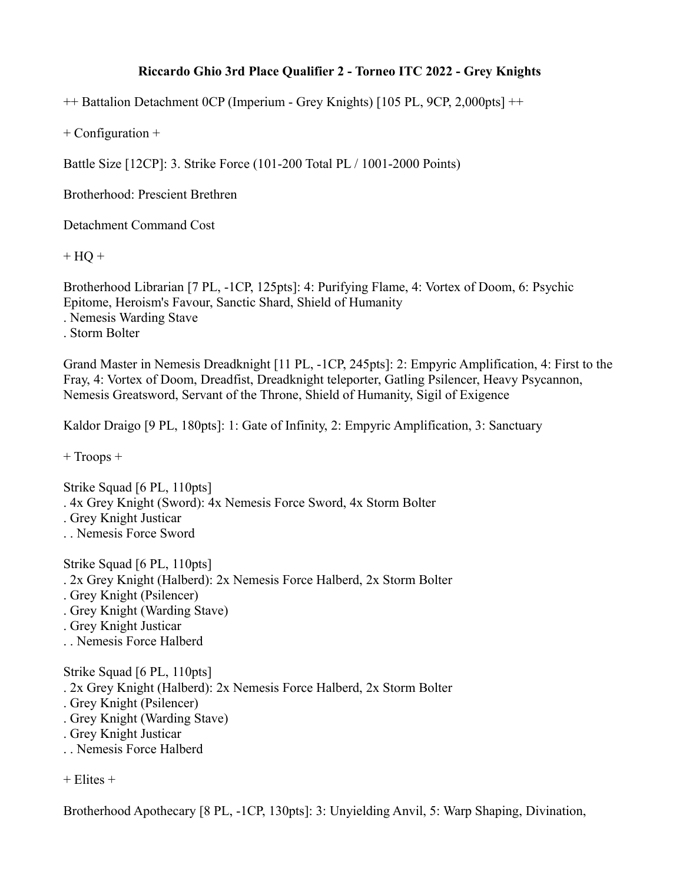# Riccardo Ghio 3rd Place Qualifier 2 - Torneo ITC 2022 - Grey Knights

++ Battalion Detachment 0CP (Imperium - Grey Knights) [105 PL, 9CP, 2,000pts] ++

+ Configuration +

Battle Size [12CP]: 3. Strike Force (101-200 Total PL / 1001-2000 Points)

Brotherhood: Prescient Brethren

Detachment Command Cost

+ HQ +

Brotherhood Librarian [7 PL, -1CP, 125pts]: 4: Purifying Flame, 4: Vortex of Doom, 6: Psychic Epitome, Heroism's Favour, Sanctic Shard, Shield of Humanity
. Nemesis Warding Stave
. Storm Bolter

Grand Master in Nemesis Dreadknight [11 PL, -1CP, 245pts]: 2: Empyric Amplification, 4: First to the Fray, 4: Vortex of Doom, Dreadfist, Dreadknight teleporter, Gatling Psilencer, Heavy Psycannon, Nemesis Greatsword, Servant of the Throne, Shield of Humanity, Sigil of Exigence

Kaldor Draigo [9 PL, 180pts]: 1: Gate of Infinity, 2: Empyric Amplification, 3: Sanctuary

+ Troops +

Strike Squad [6 PL, 110pts]
. 4x Grey Knight (Sword): 4x Nemesis Force Sword, 4x Storm Bolter
. Grey Knight Justicar
. . Nemesis Force Sword

Strike Squad [6 PL, 110pts]
. 2x Grey Knight (Halberd): 2x Nemesis Force Halberd, 2x Storm Bolter
. Grey Knight (Psilencer)
. Grey Knight (Warding Stave)
. Grey Knight Justicar
. . Nemesis Force Halberd

Strike Squad [6 PL, 110pts]
. 2x Grey Knight (Halberd): 2x Nemesis Force Halberd, 2x Storm Bolter
. Grey Knight (Psilencer)
. Grey Knight (Warding Stave)
. Grey Knight Justicar
. . Nemesis Force Halberd

+ Elites +

Brotherhood Apothecary [8 PL, -1CP, 130pts]: 3: Unyielding Anvil, 5: Warp Shaping, Divination,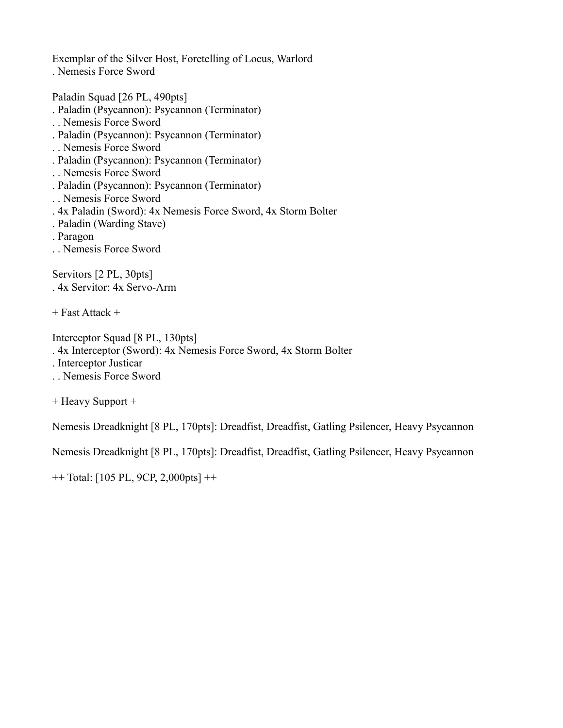Exemplar of the Silver Host, Foretelling of Locus, Warlord
. Nemesis Force Sword

Paladin Squad [26 PL, 490pts]
. Paladin (Psycannon): Psycannon (Terminator)
. . Nemesis Force Sword
. Paladin (Psycannon): Psycannon (Terminator)
. . Nemesis Force Sword
. Paladin (Psycannon): Psycannon (Terminator)
. . Nemesis Force Sword
. Paladin (Psycannon): Psycannon (Terminator)
. . Nemesis Force Sword
. 4x Paladin (Sword): 4x Nemesis Force Sword, 4x Storm Bolter
. Paladin (Warding Stave)
. Paragon
. . Nemesis Force Sword

Servitors [2 PL, 30pts]
. 4x Servitor: 4x Servo-Arm

+ Fast Attack +

Interceptor Squad [8 PL, 130pts]
. 4x Interceptor (Sword): 4x Nemesis Force Sword, 4x Storm Bolter
. Interceptor Justicar
. . Nemesis Force Sword

+ Heavy Support +

Nemesis Dreadknight [8 PL, 170pts]: Dreadfist, Dreadfist, Gatling Psilencer, Heavy Psycannon

Nemesis Dreadknight [8 PL, 170pts]: Dreadfist, Dreadfist, Gatling Psilencer, Heavy Psycannon

++ Total: [105 PL, 9CP, 2,000pts] ++